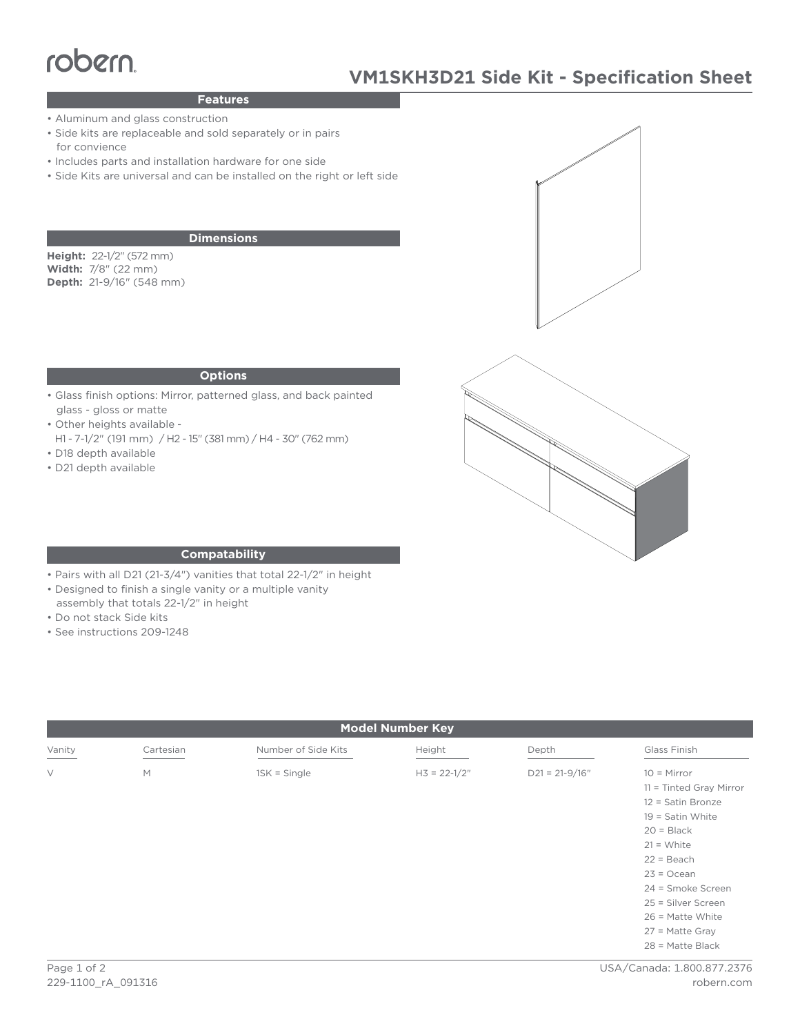robern

# VM1SKH3D21 Side Kit - Specification Sheet

## Features

- Aluminum and glass construction
- Side kits are replaceable and sold separately or in pairs for convience
- Includes parts and installation hardware for one side
- Side Kits are universal and can be installed on the right or left side

## Dimensions

**Height:** 22-1/2" (572 mm)
**Width:** 7/8" (22 mm)
**Depth:** 21-9/16" (548 mm)

## Options

- Glass finish options: Mirror, patterned glass, and back painted glass - gloss or matte
- Other heights available - H1 - 7-1/2" (191 mm) / H2 - 15" (381 mm) / H4 - 30" (762 mm)
- D18 depth available
- D21 depth available

## Compatability

- Pairs with all D21 (21-3/4") vanities that total 22-1/2" in height
- Designed to finish a single vanity or a multiple vanity assembly that totals 22-1/2" in height
- Do not stack Side kits
- See instructions 209-1248

## Model Number Key

| Vanity | Cartesian | Number of Side Kits | Height | Depth | Glass Finish |
|---|---|---|---|---|---|
| V | M | 1SK = Single | H3 = 22-1/2" | D21 = 21-9/16" | 10 = Mirror |
| | | | | | 11 = Tinted Gray Mirror |
| | | | | | 12 = Satin Bronze |
| | | | | | 19 = Satin White |
| | | | | | 20 = Black |
| | | | | | 21 = White |
| | | | | | 22 = Beach |
| | | | | | 23 = Ocean |
| | | | | | 24 = Smoke Screen |
| | | | | | 25 = Silver Screen |
| | | | | | 26 = Matte White |
| | | | | | 27 = Matte Gray |
| | | | | | 28 = Matte Black |

229-1100_rA_091316

USA/Canada: 1.800.877.2376
robern.com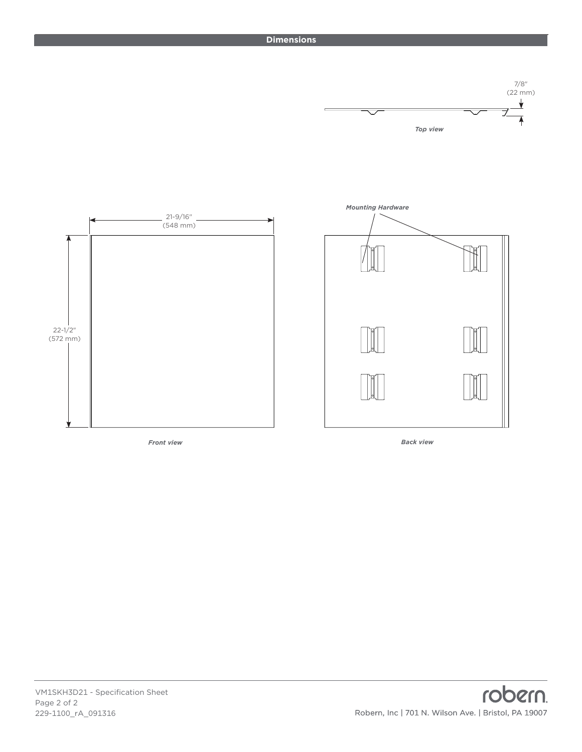## Dimensions

7/8"
(22 mm)

*Top view*

21-9/16"
(548 mm)

22-1/2"
(572 mm)

*Front view*

*Mounting Hardware*

*Back view*

VM1SKH3D21 - Specification Sheet
229-1100_rA_091316

robern

Robern, Inc | 701 N. Wilson Ave. | Bristol, PA 19007